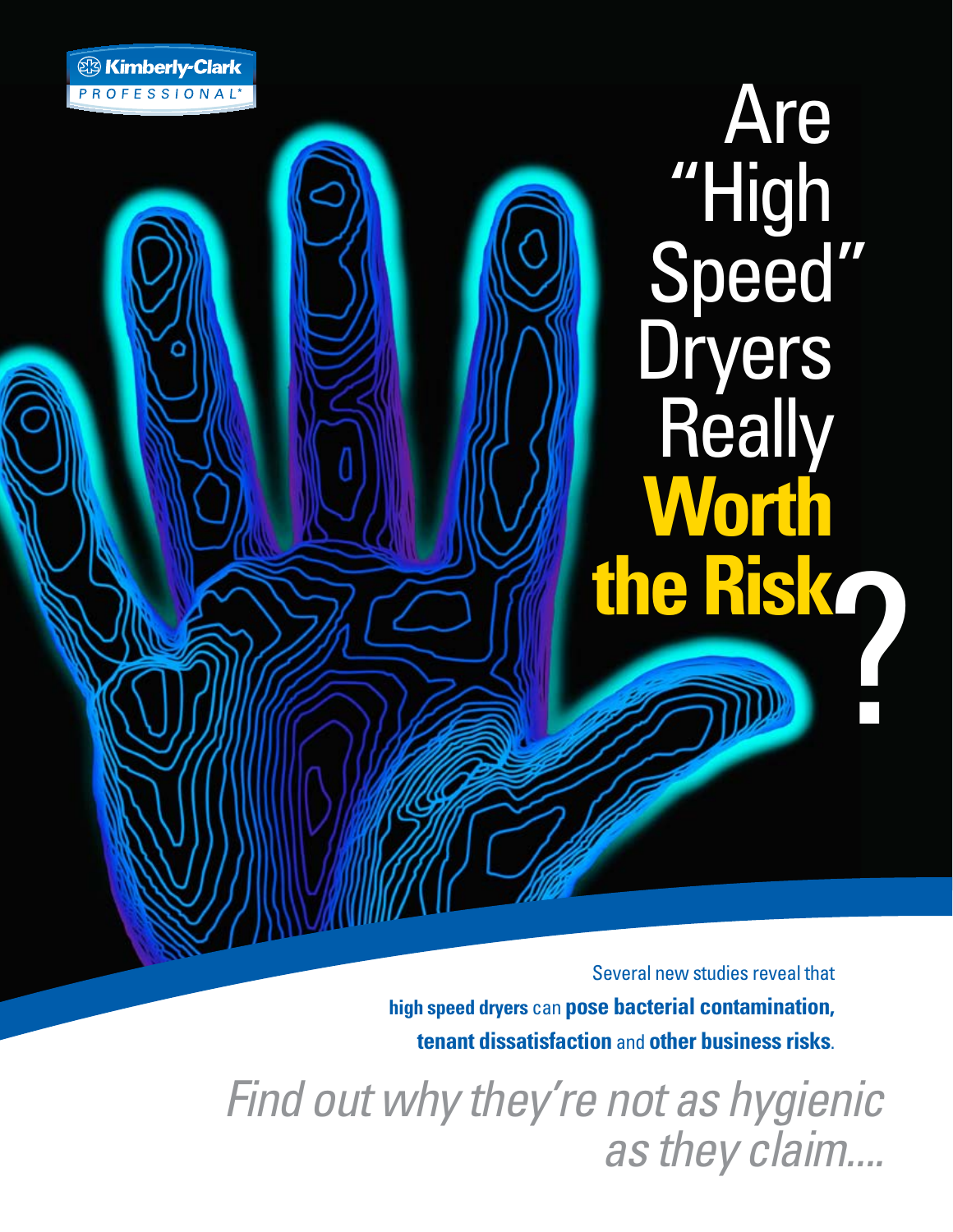Kimberly-Clark PROFESSIONAL*

# Are "High Speed" Dryers Really **Worth the Risk?**

Several new studies reveal that **high speed dryers** can **pose bacterial contamination, tenant dissatisfaction** and **other business risks**.

*Find out why they're not as hygienic as they claim....*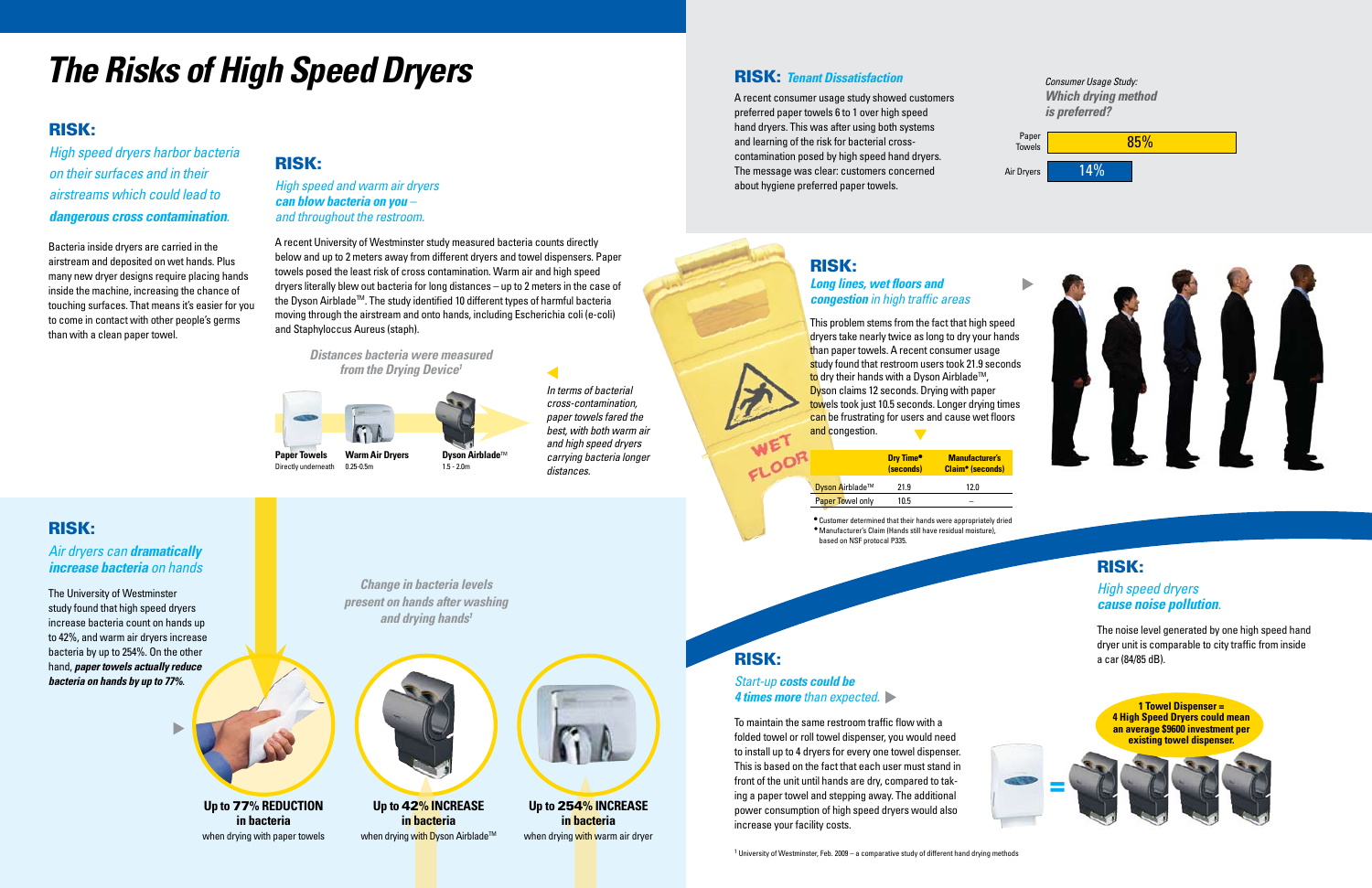# The Risks of High Speed Dryers

## RISK:

*High speed dryers harbor bacteria on their surfaces and in their airstreams which could lead to* ***dangerous cross contamination****.*

Bacteria inside dryers are carried in the airstream and deposited on wet hands. Plus many new dryer designs require placing hands inside the machine, increasing the chance of touching surfaces. That means it's easier for you to come in contact with other people's germs than with a clean paper towel.

## RISK:

*High speed and warm air dryers* ***can blow bacteria on you*** *– and throughout the restroom.*

A recent University of Westminster study measured bacteria counts directly below and up to 2 meters away from different dryers and towel dispensers. Paper towels posed the least risk of cross contamination. Warm air and high speed dryers literally blew out bacteria for long distances – up to 2 meters in the case of the Dyson Airblade™. The study identified 10 different types of harmful bacteria moving through the airstream and onto hands, including Escherichia coli (e-coli) and Staphyloccus Aureus (staph).

***Distances bacteria were measured from the Drying Device***[1]

| Paper Towels | Warm Air Dryers | Dyson Airblade™ |
|---|---|---|
| Directly underneath | 0.25-0.5m | 1.5 - 2.0m |

*In terms of bacterial cross-contamination, paper towels fared the best, with both warm air and high speed dryers carrying bacteria longer distances.*

## RISK:

*Air dryers can* ***dramatically increase bacteria*** *on hands*

The University of Westminster study found that high speed dryers increase bacteria count on hands up to 42%, and warm air dryers increase bacteria by up to 254%. On the other hand, ***paper towels actually reduce bacteria on hands by up to 77%***.

***Change in bacteria levels present on hands after washing and drying hands***[1]

- **Up to 77% REDUCTION in bacteria** when drying with paper towels
- **Up to 42% INCREASE in bacteria** when drying with Dyson Airblade™
- **Up to 254% INCREASE in bacteria** when drying with warm air dryer

## RISK: *Tenant Dissatisfaction*

A recent consumer usage study showed customers preferred paper towels 6 to 1 over high speed hand dryers. This was after using both systems and learning of the risk for bacterial cross-contamination posed by high speed hand dryers. The message was clear: customers concerned about hygiene preferred paper towels.

*Consumer Usage Study:* ***Which drying method is preferred?***

| Method | Preference |
|---|---|
| Paper Towels | 85% |
| Air Dryers | 14% |

## RISK:

***Long lines, wet floors and congestion*** *in high traffic areas*

This problem stems from the fact that high speed dryers take nearly twice as long to dry your hands than paper towels. A recent consumer usage study found that restroom users took 21.9 seconds to dry their hands with a Dyson Airblade™, Dyson claims 12 seconds. Drying with paper towels took just 10.5 seconds. Longer drying times can be frustrating for users and cause wet floors and congestion.

| | Dry Time* (seconds) | Manufacturer's Claim* (seconds) |
|---|---|---|
| Dyson Airblade™ | 21.9 | 12.0 |
| Paper Towel only | 10.5 | – |

* Customer determined that their hands were appropriately dried
* Manufacturer's Claim (Hands still have residual moisture), based on NSF protocal P335.

## RISK:

*High speed dryers* ***cause noise pollution****.*

The noise level generated by one high speed hand dryer unit is comparable to city traffic from inside a car (84/85 dB).

## RISK:

*Start-up* ***costs could be 4 times more*** *than expected.*

To maintain the same restroom traffic flow with a folded towel or roll towel dispenser, you would need to install up to 4 dryers for every one towel dispenser. This is based on the fact that each user must stand in front of the unit until hands are dry, compared to taking a paper towel and stepping away. The additional power consumption of high speed dryers would also increase your facility costs.

**1 Towel Dispenser = 4 High Speed Dryers could mean an average $9600 investment per existing towel dispenser.**

[1] University of Westminster, Feb. 2009 – a comparative study of different hand drying methods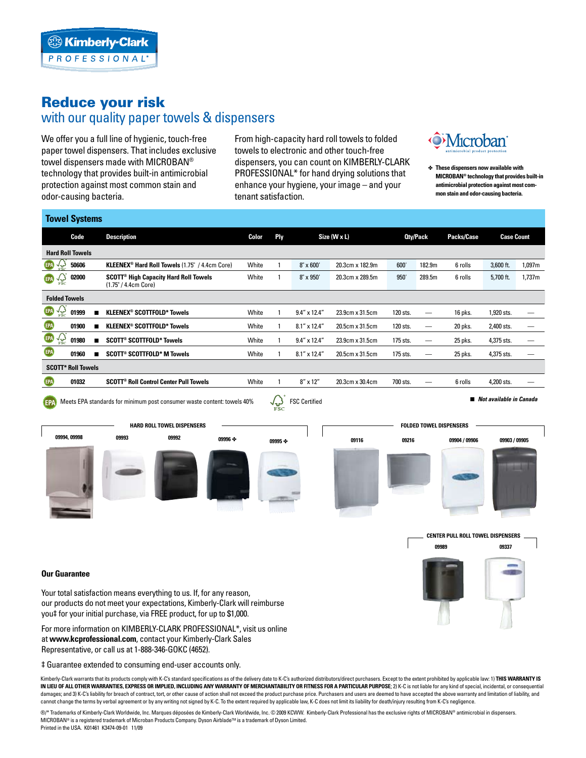Kimberly-Clark PROFESSIONAL*

# Reduce your risk

## with our quality paper towels & dispensers

We offer you a full line of hygienic, touch-free paper towel dispensers. That includes exclusive towel dispensers made with MICROBAN® technology that provides built-in antimicrobial protection against most common stain and odor-causing bacteria.

From high-capacity hard roll towels to folded towels to electronic and other touch-free dispensers, you can count on KIMBERLY-CLARK PROFESSIONAL* for hand drying solutions that enhance your hygiene, your image – and your tenant satisfaction.

Microban® antimicrobial product protection

✣ **These dispensers now available with MICROBAN® technology that provides built-in antimicrobial protection against most common stain and odor-causing bacteria.**

### Towel Systems

| | Code | | Description | Color | Ply | Size (W x L) | | Qty/Pack | | Packs/Case | Case Count | |
|---|---|---|---|---|---|---|---|---|---|---|---|---|
| **Hard Roll Towels** | | | | | | | | | | | | |
| EPA FSC | 50606 | | **KLEENEX® Hard Roll Towels** (1.75" / 4.4cm Core) | White | 1 | 8" x 600' | 20.3cm x 182.9m | 600' | 182.9m | 6 rolls | 3,600 ft. | 1,097m |
| EPA FSC | 02000 | | **SCOTT® High Capacity Hard Roll Towels** (1.75" / 4.4cm Core) | White | 1 | 8" x 950' | 20.3cm x 289.5m | 950' | 289.5m | 6 rolls | 5,700 ft. | 1,737m |
| **Folded Towels** | | | | | | | | | | | | |
| EPA FSC | 01999 | ■ | **KLEENEX® SCOTTFOLD* Towels** | White | 1 | 9.4" x 12.4" | 23.9cm x 31.5cm | 120 sts. | — | 16 pks. | 1,920 sts. | — |
| EPA | 01900 | ■ | **KLEENEX® SCOTTFOLD* Towels** | White | 1 | 8.1" x 12.4" | 20.5cm x 31.5cm | 120 sts. | — | 20 pks. | 2,400 sts. | — |
| EPA FSC | 01980 | ■ | **SCOTT® SCOTTFOLD* Towels** | White | 1 | 9.4" x 12.4" | 23.9cm x 31.5cm | 175 sts. | — | 25 pks. | 4,375 sts. | — |
| EPA | 01960 | ■ | **SCOTT® SCOTTFOLD* M Towels** | White | 1 | 8.1" x 12.4" | 20.5cm x 31.5cm | 175 sts. | — | 25 pks. | 4,375 sts. | — |
| **SCOTT* Roll Towels** | | | | | | | | | | | | |
| EPA | 01032 | | **SCOTT® Roll Control Center Pull Towels** | White | 1 | 8" x 12" | 20.3cm x 30.4cm | 700 sts. | — | 6 rolls | 4,200 sts. | — |

EPA Meets EPA standards for minimum post consumer waste content: towels 40%

FSC Certified

■ ***Not available in Canada***

**HARD ROLL TOWEL DISPENSERS**

09994, 09998 | 09993 | 09992 | 09996 ✣ | 09995 ✣

**FOLDED TOWEL DISPENSERS**

09116 | 09216 | 09904 / 09906 | 09903 / 09905

**CENTER PULL ROLL TOWEL DISPENSERS**

09989 | 09337

### Our Guarantee

Your total satisfaction means everything to us. If, for any reason, our products do not meet your expectations, Kimberly-Clark will reimburse you‡ for your initial purchase, via FREE product, for up to $1,000.

For more information on KIMBERLY-CLARK PROFESSIONAL*, visit us online at **www.kcprofessional.com**, contact your Kimberly-Clark Sales Representative, or call us at 1-888-346-GOKC (4652).

‡ Guarantee extended to consuming end-user accounts only.

Kimberly-Clark warrants that its products comply with K-C's standard specifications as of the delivery date to K-C's authorized distributors/direct purchasers. Except to the extent prohibited by applicable law: 1) **THIS WARRANTY IS IN LIEU OF ALL OTHER WARRANTIES, EXPRESS OR IMPLIED, INCLUDING ANY WARRANTY OF MERCHANTABILITY OR FITNESS FOR A PARTICULAR PURPOSE**; 2) K-C is not liable for any kind of special, incidental, or consequential damages; and 3) K-C's liability for breach of contract, tort, or other cause of action shall not exceed the product purchase price. Purchasers and users are deemed to have accepted the above warranty and limitation of liability, and cannot change the terms by verbal agreement or by any writing not signed by K-C. To the extent required by applicable law, K-C does not limit its liability for death/injury resulting from K-C's negligence.

®/* Trademarks of Kimberly-Clark Worldwide, Inc. Marques déposées de Kimberly-Clark Worldwide, Inc. © 2009 KCWW. Kimberly-Clark Professional has the exclusive rights of MICROBAN® antimicrobial in dispensers. MICROBAN® is a registered trademark of Microban Products Company. Dyson Airblade™ is a trademark of Dyson Limited.
Printed in the USA. K01461 K3474-09-01 11/09